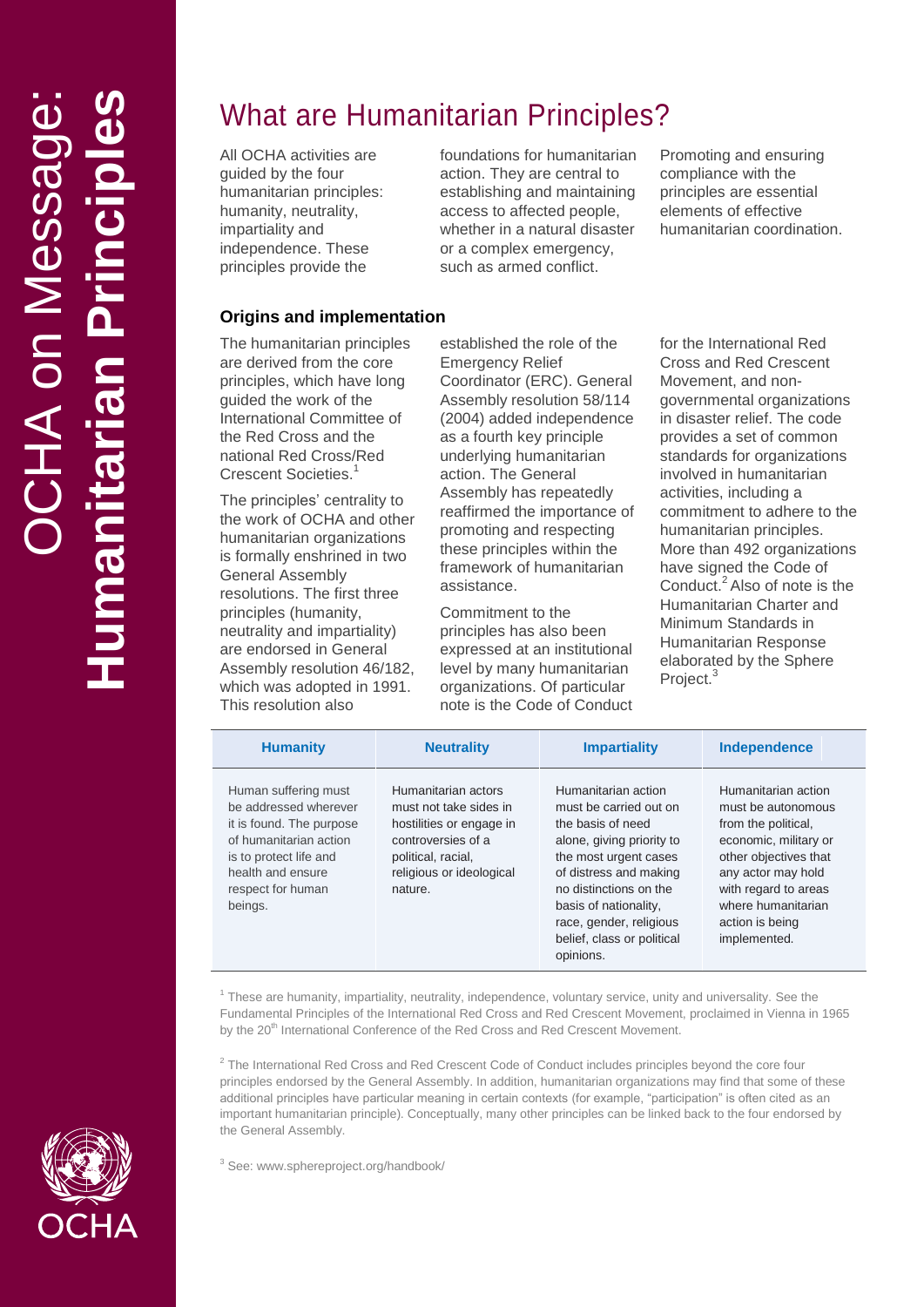# OCHA on Message: **Humanitarian Principles**

## What are Humanitarian Principles?

All OCHA activities are guided by the four humanitarian principles: humanity, neutrality, impartiality and independence. These principles provide the foundations for humanitarian action. They are central to establishing and maintaining access to affected people, whether in a natural disaster or a complex emergency, such as armed conflict. Promoting and ensuring compliance with the principles are essential elements of effective humanitarian coordination.

### Origins and implementation

The humanitarian principles are derived from the core principles, which have long guided the work of the International Committee of the Red Cross and the national Red Cross/Red Crescent Societies.[1]

The principles' centrality to the work of OCHA and other humanitarian organizations is formally enshrined in two General Assembly resolutions. The first three principles (humanity, neutrality and impartiality) are endorsed in General Assembly resolution 46/182, which was adopted in 1991. This resolution also established the role of the Emergency Relief Coordinator (ERC). General Assembly resolution 58/114 (2004) added independence as a fourth key principle underlying humanitarian action. The General Assembly has repeatedly reaffirmed the importance of promoting and respecting these principles within the framework of humanitarian assistance.

Commitment to the principles has also been expressed at an institutional level by many humanitarian organizations. Of particular note is the Code of Conduct for the International Red Cross and Red Crescent Movement, and non-governmental organizations in disaster relief. The code provides a set of common standards for organizations involved in humanitarian activities, including a commitment to adhere to the humanitarian principles. More than 492 organizations have signed the Code of Conduct.[2] Also of note is the Humanitarian Charter and Minimum Standards in Humanitarian Response elaborated by the Sphere Project.[3]

| Humanity | Neutrality | Impartiality | Independence |
|---|---|---|---|
| Human suffering must be addressed wherever it is found. The purpose of humanitarian action is to protect life and health and ensure respect for human beings. | Humanitarian actors must not take sides in hostilities or engage in controversies of a political, racial, religious or ideological nature. | Humanitarian action must be carried out on the basis of need alone, giving priority to the most urgent cases of distress and making no distinctions on the basis of nationality, race, gender, religious belief, class or political opinions. | Humanitarian action must be autonomous from the political, economic, military or other objectives that any actor may hold with regard to areas where humanitarian action is being implemented. |

[1] These are humanity, impartiality, neutrality, independence, voluntary service, unity and universality. See the Fundamental Principles of the International Red Cross and Red Crescent Movement, proclaimed in Vienna in 1965 by the 20th International Conference of the Red Cross and Red Crescent Movement.

[2] The International Red Cross and Red Crescent Code of Conduct includes principles beyond the core four principles endorsed by the General Assembly. In addition, humanitarian organizations may find that some of these additional principles have particular meaning in certain contexts (for example, "participation" is often cited as an important humanitarian principle). Conceptually, many other principles can be linked back to the four endorsed by the General Assembly.

[3] See: www.sphereproject.org/handbook/

OCHA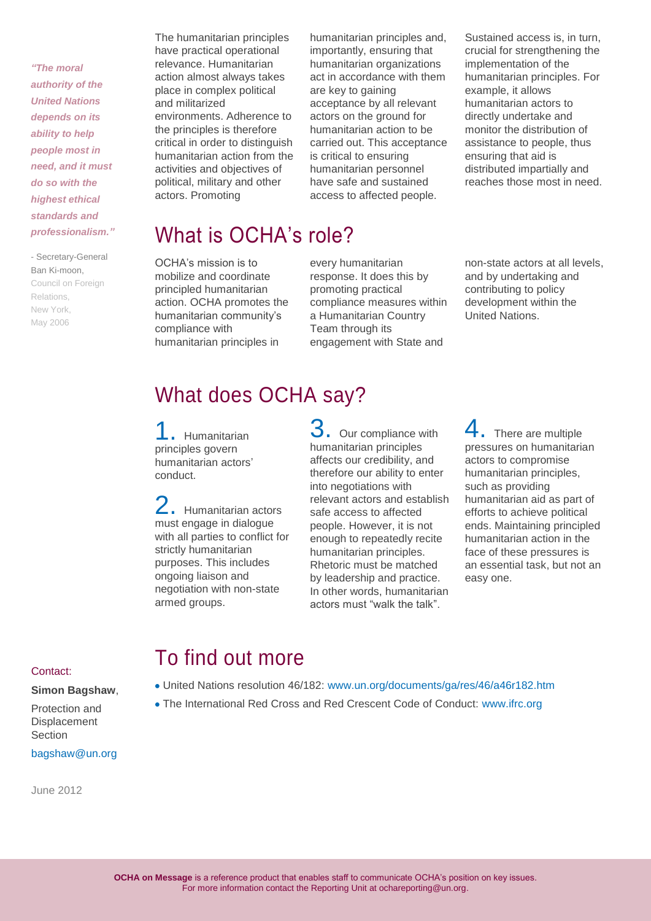*"The moral authority of the United Nations depends on its ability to help people most in need, and it must do so with the highest ethical standards and professionalism."*

- Secretary-General Ban Ki-moon, Council on Foreign Relations, New York, May 2006

The humanitarian principles have practical operational relevance. Humanitarian action almost always takes place in complex political and militarized environments. Adherence to the principles is therefore critical in order to distinguish humanitarian action from the activities and objectives of political, military and other actors. Promoting humanitarian principles and, importantly, ensuring that humanitarian organizations act in accordance with them are key to gaining acceptance by all relevant actors on the ground for humanitarian action to be carried out. This acceptance is critical to ensuring humanitarian personnel have safe and sustained access to affected people.

Sustained access is, in turn, crucial for strengthening the implementation of the humanitarian principles. For example, it allows humanitarian actors to directly undertake and monitor the distribution of assistance to people, thus ensuring that aid is distributed impartially and reaches those most in need.

## What is OCHA's role?

OCHA's mission is to mobilize and coordinate principled humanitarian action. OCHA promotes the humanitarian community's compliance with humanitarian principles in every humanitarian response. It does this by promoting practical compliance measures within a Humanitarian Country Team through its engagement with State and non-state actors at all levels, and by undertaking and contributing to policy development within the United Nations.

## What does OCHA say?

1. Humanitarian principles govern humanitarian actors' conduct.

2. Humanitarian actors must engage in dialogue with all parties to conflict for strictly humanitarian purposes. This includes ongoing liaison and negotiation with non-state armed groups.

3. Our compliance with humanitarian principles affects our credibility, and therefore our ability to enter into negotiations with relevant actors and establish safe access to affected people. However, it is not enough to repeatedly recite humanitarian principles. Rhetoric must be matched by leadership and practice. In other words, humanitarian actors must "walk the talk".

4. There are multiple pressures on humanitarian actors to compromise humanitarian principles, such as providing humanitarian aid as part of efforts to achieve political ends. Maintaining principled humanitarian action in the face of these pressures is an essential task, but not an easy one.

## To find out more

- United Nations resolution 46/182: www.un.org/documents/ga/res/46/a46r182.htm
- The International Red Cross and Red Crescent Code of Conduct: www.ifrc.org

Contact:

**Simon Bagshaw**, Protection and Displacement Section

bagshaw@un.org

June 2012

**OCHA on Message** is a reference product that enables staff to communicate OCHA's position on key issues. For more information contact the Reporting Unit at ochareporting@un.org.